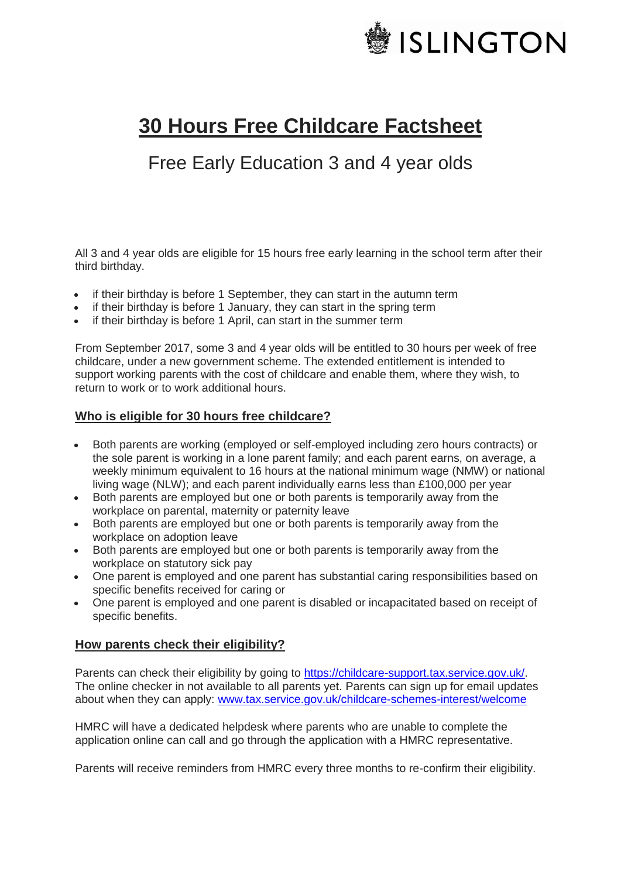ISLINGTON

# 30 Hours Free Childcare Factsheet

## Free Early Education 3 and 4 year olds

All 3 and 4 year olds are eligible for 15 hours free early learning in the school term after their third birthday.

- if their birthday is before 1 September, they can start in the autumn term
- if their birthday is before 1 January, they can start in the spring term
- if their birthday is before 1 April, can start in the summer term

From September 2017, some 3 and 4 year olds will be entitled to 30 hours per week of free childcare, under a new government scheme. The extended entitlement is intended to support working parents with the cost of childcare and enable them, where they wish, to return to work or to work additional hours.

### Who is eligible for 30 hours free childcare?

- Both parents are working (employed or self-employed including zero hours contracts) or the sole parent is working in a lone parent family; and each parent earns, on average, a weekly minimum equivalent to 16 hours at the national minimum wage (NMW) or national living wage (NLW); and each parent individually earns less than £100,000 per year
- Both parents are employed but one or both parents is temporarily away from the workplace on parental, maternity or paternity leave
- Both parents are employed but one or both parents is temporarily away from the workplace on adoption leave
- Both parents are employed but one or both parents is temporarily away from the workplace on statutory sick pay
- One parent is employed and one parent has substantial caring responsibilities based on specific benefits received for caring or
- One parent is employed and one parent is disabled or incapacitated based on receipt of specific benefits.

### How parents check their eligibility?

Parents can check their eligibility by going to https://childcare-support.tax.service.gov.uk/. The online checker in not available to all parents yet. Parents can sign up for email updates about when they can apply: www.tax.service.gov.uk/childcare-schemes-interest/welcome

HMRC will have a dedicated helpdesk where parents who are unable to complete the application online can call and go through the application with a HMRC representative.

Parents will receive reminders from HMRC every three months to re-confirm their eligibility.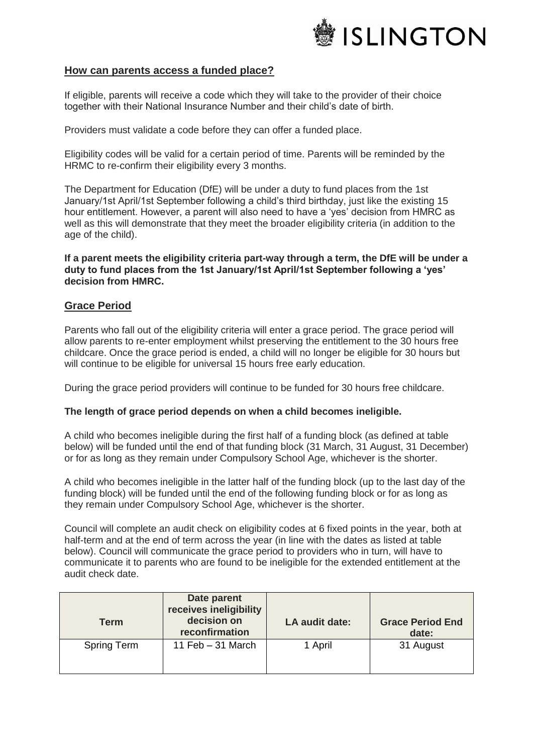## How can parents access a funded place?

If eligible, parents will receive a code which they will take to the provider of their choice together with their National Insurance Number and their child's date of birth.

Providers must validate a code before they can offer a funded place.

Eligibility codes will be valid for a certain period of time. Parents will be reminded by the HRMC to re-confirm their eligibility every 3 months.

The Department for Education (DfE) will be under a duty to fund places from the 1st January/1st April/1st September following a child's third birthday, just like the existing 15 hour entitlement. However, a parent will also need to have a 'yes' decision from HMRC as well as this will demonstrate that they meet the broader eligibility criteria (in addition to the age of the child).

**If a parent meets the eligibility criteria part-way through a term, the DfE will be under a duty to fund places from the 1st January/1st April/1st September following a 'yes' decision from HMRC.**

## Grace Period

Parents who fall out of the eligibility criteria will enter a grace period. The grace period will allow parents to re-enter employment whilst preserving the entitlement to the 30 hours free childcare. Once the grace period is ended, a child will no longer be eligible for 30 hours but will continue to be eligible for universal 15 hours free early education.

During the grace period providers will continue to be funded for 30 hours free childcare.

**The length of grace period depends on when a child becomes ineligible.**

A child who becomes ineligible during the first half of a funding block (as defined at table below) will be funded until the end of that funding block (31 March, 31 August, 31 December) or for as long as they remain under Compulsory School Age, whichever is the shorter.

A child who becomes ineligible in the latter half of the funding block (up to the last day of the funding block) will be funded until the end of the following funding block or for as long as they remain under Compulsory School Age, whichever is the shorter.

Council will complete an audit check on eligibility codes at 6 fixed points in the year, both at half-term and at the end of term across the year (in line with the dates as listed at table below). Council will communicate the grace period to providers who in turn, will have to communicate it to parents who are found to be ineligible for the extended entitlement at the audit check date.

| Term | Date parent receives ineligibility decision on reconfirmation | LA audit date: | Grace Period End date: |
| --- | --- | --- | --- |
| Spring Term | 11 Feb – 31 March | 1 April | 31 August |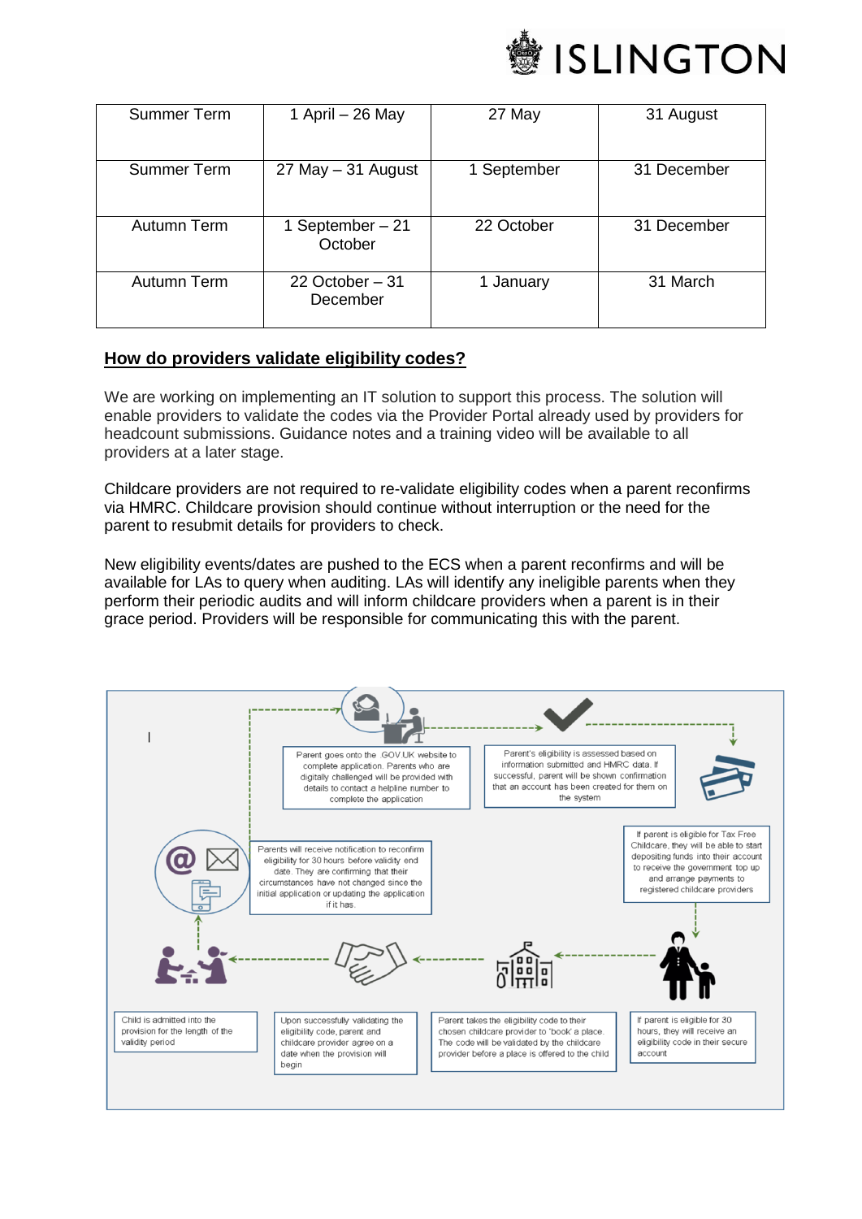| Summer Term | 1 April – 26 May | 27 May | 31 August |
|---|---|---|---|
| Summer Term | 27 May – 31 August | 1 September | 31 December |
| Autumn Term | 1 September – 21 October | 22 October | 31 December |
| Autumn Term | 22 October – 31 December | 1 January | 31 March |

## How do providers validate eligibility codes?

We are working on implementing an IT solution to support this process. The solution will enable providers to validate the codes via the Provider Portal already used by providers for headcount submissions. Guidance notes and a training video will be available to all providers at a later stage.

Childcare providers are not required to re-validate eligibility codes when a parent reconfirms via HMRC. Childcare provision should continue without interruption or the need for the parent to resubmit details for providers to check.

New eligibility events/dates are pushed to the ECS when a parent reconfirms and will be available for LAs to query when auditing. LAs will identify any ineligible parents when they perform their periodic audits and will inform childcare providers when a parent is in their grace period. Providers will be responsible for communicating this with the parent.

Parent goes onto the GOV.UK website to complete application. Parents who are digitally challenged will be provided with details to contact a helpline number to complete the application

Parent's eligibility is assessed based on information submitted and HMRC data. If successful, parent will be shown confirmation that an account has been created for them on the system

If parent is eligible for Tax Free Childcare, they will be able to start depositing funds into their account to receive the government top up and arrange payments to registered childcare providers

If parent is eligible for 30 hours, they will receive an eligibility code in their secure account

Parent takes the eligibility code to their chosen childcare provider to 'book' a place. The code will be validated by the childcare provider before a place is offered to the child

Upon successfully validating the eligibility code, parent and childcare provider agree on a date when the provision will begin

Child is admitted into the provision for the length of the validity period

Parents will receive notification to reconfirm eligibility for 30 hours before validity end date. They are confirming that their circumstances have not changed since the initial application or updating the application if it has.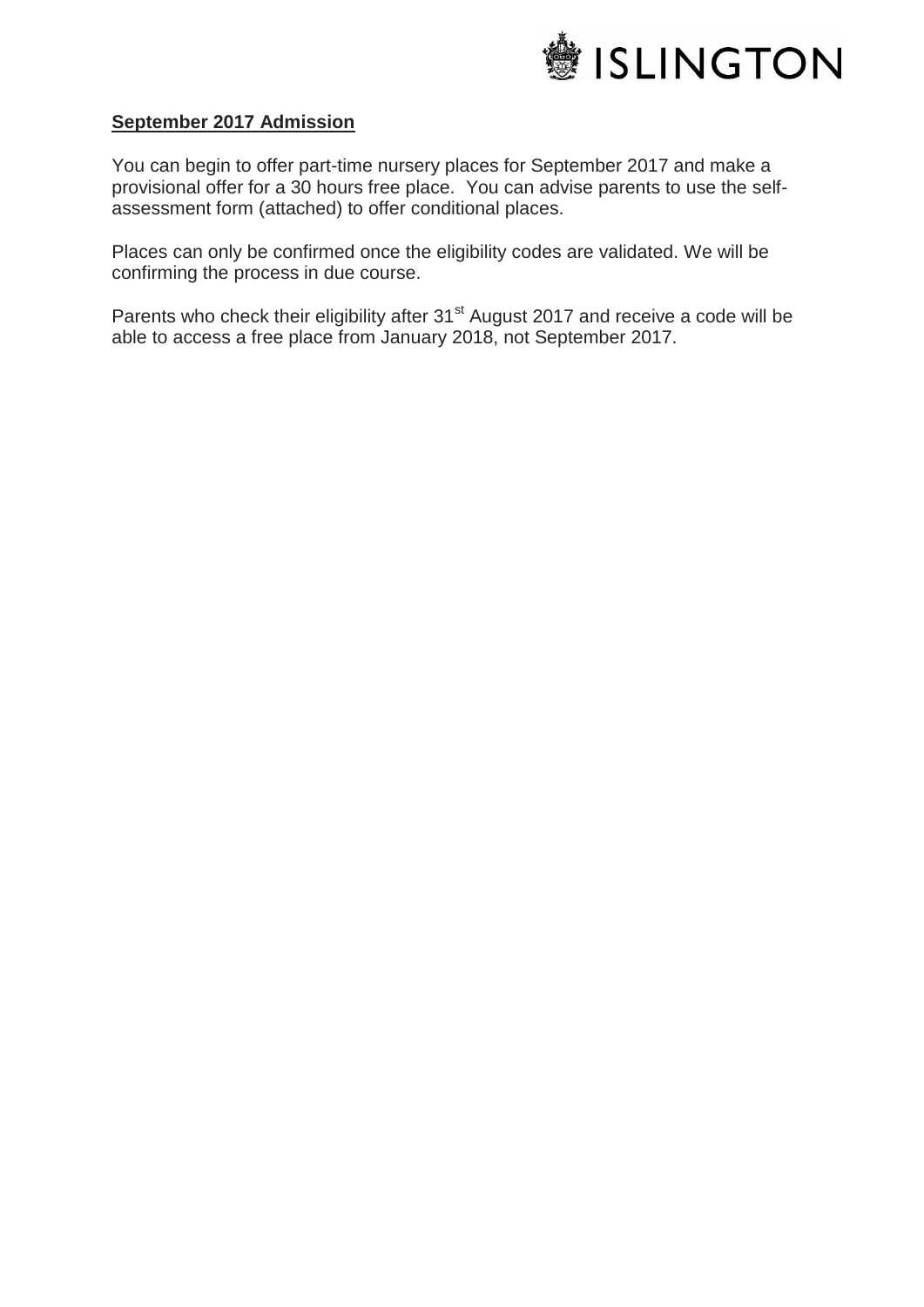**September 2017 Admission**

You can begin to offer part-time nursery places for September 2017 and make a provisional offer for a 30 hours free place. You can advise parents to use the self-assessment form (attached) to offer conditional places.

Places can only be confirmed once the eligibility codes are validated. We will be confirming the process in due course.

Parents who check their eligibility after 31st August 2017 and receive a code will be able to access a free place from January 2018, not September 2017.